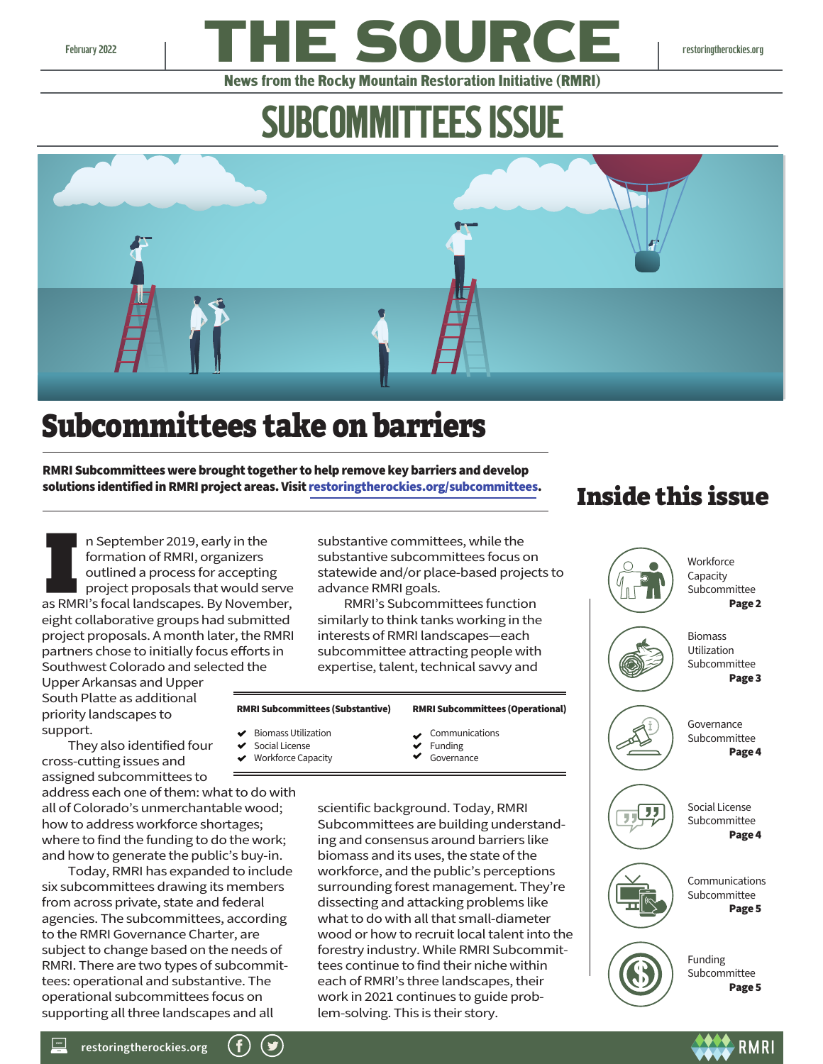February 2022

# THE SOURCE

restoringtherockies.org

**News from the Rocky Mountain Restoration Initiative (RMRI)**

# SUBCOMMITTEES ISSUE

## Subcommittees take on barriers

**RMRI Subcommittees were brought together to help remove key barriers and develop solutions identified in RMRI project areas. Visit restoringtherockies.org/subcommittees.**

In September 2019, early in the formation of RMRI, organizers outlined a process for accepting project proposals that would serve as RMRI's focal landscapes. By November, eight collaborative groups had submitted project proposals. A month later, the RMRI partners chose to initially focus efforts in Southwest Colorado and selected the Upper Arkansas and Upper South Platte as additional priority landscapes to support.

They also identified four cross-cutting issues and assigned subcommittees to address each one of them: what to do with all of Colorado's unmerchantable wood; how to address workforce shortages; where to find the funding to do the work; and how to generate the public's buy-in.

Today, RMRI has expanded to include six subcommittees drawing its members from across private, state and federal agencies. The subcommittees, according to the RMRI Governance Charter, are subject to change based on the needs of RMRI. There are two types of subcommittees: operational and substantive. The operational subcommittees focus on supporting all three landscapes and all substantive committees, while the substantive subcommittees focus on statewide and/or place-based projects to advance RMRI goals.

RMRI's Subcommittees function similarly to think tanks working in the interests of RMRI landscapes—each subcommittee attracting people with expertise, talent, technical savvy and scientific background. Today, RMRI Subcommittees are building understanding and consensus around barriers like biomass and its uses, the state of the workforce, and the public's perceptions surrounding forest management. They're dissecting and attacking problems like what to do with all that small-diameter wood or how to recruit local talent into the forestry industry. While RMRI Subcommittees continue to find their niche within each of RMRI's three landscapes, their work in 2021 continues to guide problem-solving. This is their story.

| RMRI Subcommittees (Substantive) | RMRI Subcommittees (Operational) |
|---|---|
| ✔ Biomass Utilization | ✔ Communications |
| ✔ Social License | ✔ Funding |
| ✔ Workforce Capacity | ✔ Governance |

## Inside this issue

- Workforce Capacity Subcommittee — **Page 2**
- Biomass Utilization Subcommittee — **Page 3**
- Governance Subcommittee — **Page 4**
- Social License Subcommittee — **Page 4**
- Communications Subcommittee — **Page 5**
- Funding Subcommittee — **Page 5**

restoringtherockies.org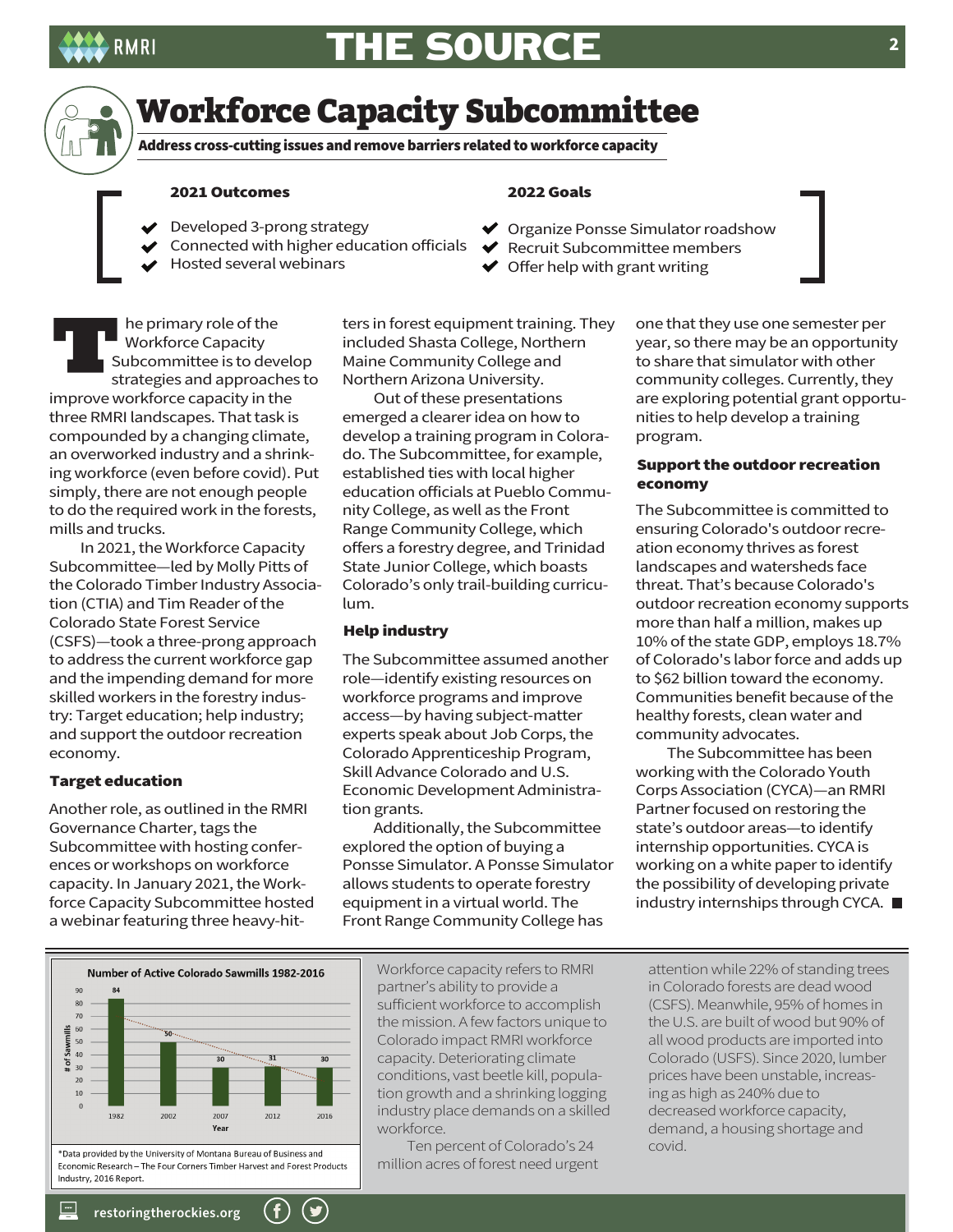# Workforce Capacity Subcommittee

**Address cross-cutting issues and remove barriers related to workforce capacity**

**2021 Outcomes**

- Developed 3-prong strategy
- Connected with higher education officials
- Hosted several webinars

**2022 Goals**

- Organize Ponsse Simulator roadshow
- Recruit Subcommittee members
- Offer help with grant writing

The primary role of the Workforce Capacity Subcommittee is to develop strategies and approaches to improve workforce capacity in the three RMRI landscapes. That task is compounded by a changing climate, an overworked industry and a shrinking workforce (even before covid). Put simply, there are not enough people to do the required work in the forests, mills and trucks.

In 2021, the Workforce Capacity Subcommittee—led by Molly Pitts of the Colorado Timber Industry Association (CTIA) and Tim Reader of the Colorado State Forest Service (CSFS)—took a three-prong approach to address the current workforce gap and the impending demand for more skilled workers in the forestry industry: Target education; help industry; and support the outdoor recreation economy.

### Target education

Another role, as outlined in the RMRI Governance Charter, tags the Subcommittee with hosting conferences or workshops on workforce capacity. In January 2021, the Workforce Capacity Subcommittee hosted a webinar featuring three heavy-hitters in forest equipment training. They included Shasta College, Northern Maine Community College and Northern Arizona University.

Out of these presentations emerged a clearer idea on how to develop a training program in Colorado. The Subcommittee, for example, established ties with local higher education officials at Pueblo Community College, as well as the Front Range Community College, which offers a forestry degree, and Trinidad State Junior College, which boasts Colorado's only trail-building curriculum.

### Help industry

The Subcommittee assumed another role—identify existing resources on workforce programs and improve access—by having subject-matter experts speak about Job Corps, the Colorado Apprenticeship Program, Skill Advance Colorado and U.S. Economic Development Administration grants.

Additionally, the Subcommittee explored the option of buying a Ponsse Simulator. A Ponsse Simulator allows students to operate forestry equipment in a virtual world. The Front Range Community College has one that they use one semester per year, so there may be an opportunity to share that simulator with other community colleges. Currently, they are exploring potential grant opportunities to help develop a training program.

### Support the outdoor recreation economy

The Subcommittee is committed to ensuring Colorado's outdoor recreation economy thrives as forest landscapes and watersheds face threat. That's because Colorado's outdoor recreation economy supports more than half a million, makes up 10% of the state GDP, employs 18.7% of Colorado's labor force and adds up to $62 billion toward the economy. Communities benefit because of the healthy forests, clean water and community advocates.

The Subcommittee has been working with the Colorado Youth Corps Association (CYCA)—an RMRI Partner focused on restoring the state's outdoor areas—to identify internship opportunities. CYCA is working on a white paper to identify the possibility of developing private industry internships through CYCA.

**Number of Active Colorado Sawmills 1982-2016**

| Year | # of Sawmills |
|---|---|
| 1982 | 84 |
| 2002 | 50 |
| 2007 | 30 |
| 2012 | 31 |
| 2016 | 30 |

*Data provided by the University of Montana Bureau of Business and Economic Research – The Four Corners Timber Harvest and Forest Products Industry, 2016 Report.

Workforce capacity refers to RMRI partner's ability to provide a sufficient workforce to accomplish the mission. A few factors unique to Colorado impact RMRI workforce capacity. Deteriorating climate conditions, vast beetle kill, population growth and a shrinking logging industry place demands on a skilled workforce.

Ten percent of Colorado's 24 million acres of forest need urgent attention while 22% of standing trees in Colorado forests are dead wood (CSFS). Meanwhile, 95% of homes in the U.S. are built of wood but 90% of all wood products are imported into Colorado (USFS). Since 2020, lumber prices have been unstable, increasing as high as 240% due to decreased workforce capacity, demand, a housing shortage and covid.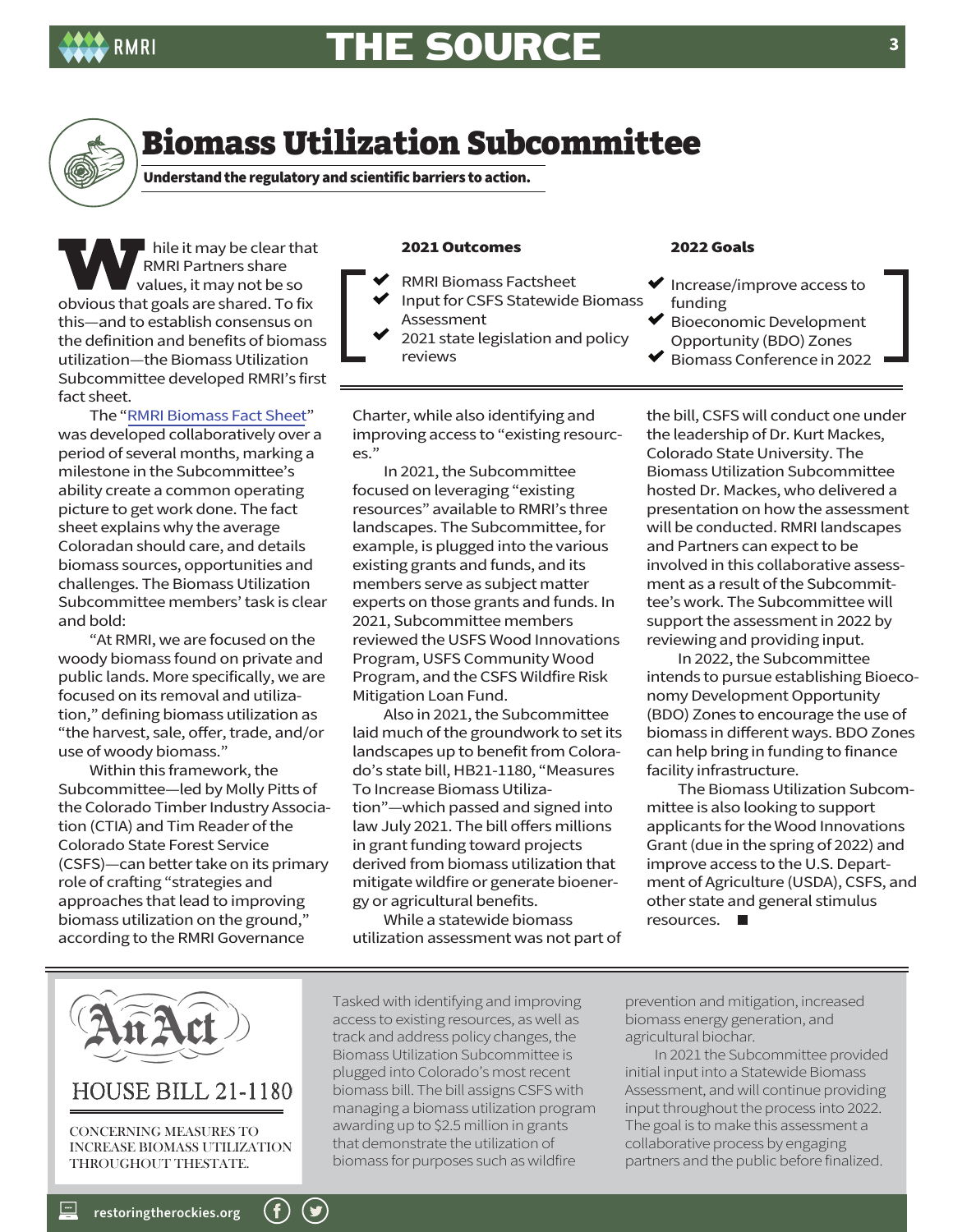# Biomass Utilization Subcommittee

**Understand the regulatory and scientific barriers to action.**

**2021 Outcomes**

- RMRI Biomass Factsheet
- Input for CSFS Statewide Biomass Assessment
- 2021 state legislation and policy reviews

**2022 Goals**

- Increase/improve access to funding
- Bioeconomic Development Opportunity (BDO) Zones
- Biomass Conference in 2022

While it may be clear that RMRI Partners share values, it may not be so obvious that goals are shared. To fix this—and to establish consensus on the definition and benefits of biomass utilization—the Biomass Utilization Subcommittee developed RMRI's first fact sheet.

The "RMRI Biomass Fact Sheet" was developed collaboratively over a period of several months, marking a milestone in the Subcommittee's ability create a common operating picture to get work done. The fact sheet explains why the average Coloradan should care, and details biomass sources, opportunities and challenges. The Biomass Utilization Subcommittee members' task is clear and bold:

"At RMRI, we are focused on the woody biomass found on private and public lands. More specifically, we are focused on its removal and utilization," defining biomass utilization as "the harvest, sale, offer, trade, and/or use of woody biomass."

Within this framework, the Subcommittee—led by Molly Pitts of the Colorado Timber Industry Association (CTIA) and Tim Reader of the Colorado State Forest Service (CSFS)—can better take on its primary role of crafting "strategies and approaches that lead to improving biomass utilization on the ground," according to the RMRI Governance Charter, while also identifying and improving access to "existing resources."

In 2021, the Subcommittee focused on leveraging "existing resources" available to RMRI's three landscapes. The Subcommittee, for example, is plugged into the various existing grants and funds, and its members serve as subject matter experts on those grants and funds. In 2021, Subcommittee members reviewed the USFS Wood Innovations Program, USFS Community Wood Program, and the CSFS Wildfire Risk Mitigation Loan Fund.

Also in 2021, the Subcommittee laid much of the groundwork to set its landscapes up to benefit from Colorado's state bill, HB21-1180, "Measures To Increase Biomass Utilization"—which passed and signed into law July 2021. The bill offers millions in grant funding toward projects derived from biomass utilization that mitigate wildfire or generate bioenergy or agricultural benefits.

While a statewide biomass utilization assessment was not part of the bill, CSFS will conduct one under the leadership of Dr. Kurt Mackes, Colorado State University. The Biomass Utilization Subcommittee hosted Dr. Mackes, who delivered a presentation on how the assessment will be conducted. RMRI landscapes and Partners can expect to be involved in this collaborative assessment as a result of the Subcommittee's work. The Subcommittee will support the assessment in 2022 by reviewing and providing input.

In 2022, the Subcommittee intends to pursue establishing Bioeconomy Development Opportunity (BDO) Zones to encourage the use of biomass in different ways. BDO Zones can help bring in funding to finance facility infrastructure.

The Biomass Utilization Subcommittee is also looking to support applicants for the Wood Innovations Grant (due in the spring of 2022) and improve access to the U.S. Department of Agriculture (USDA), CSFS, and other state and general stimulus resources. ■

---

An Act

HOUSE BILL 21-1180

CONCERNING MEASURES TO INCREASE BIOMASS UTILIZATION THROUGHOUT THE STATE.

Tasked with identifying and improving access to existing resources, as well as track and address policy changes, the Biomass Utilization Subcommittee is plugged into Colorado's most recent biomass bill. The bill assigns CSFS with managing a biomass utilization program awarding up to $2.5 million in grants that demonstrate the utilization of biomass for purposes such as wildfire prevention and mitigation, increased biomass energy generation, and agricultural biochar.

In 2021 the Subcommittee provided initial input into a Statewide Biomass Assessment, and will continue providing input throughout the process into 2022. The goal is to make this assessment a collaborative process by engaging partners and the public before finalized.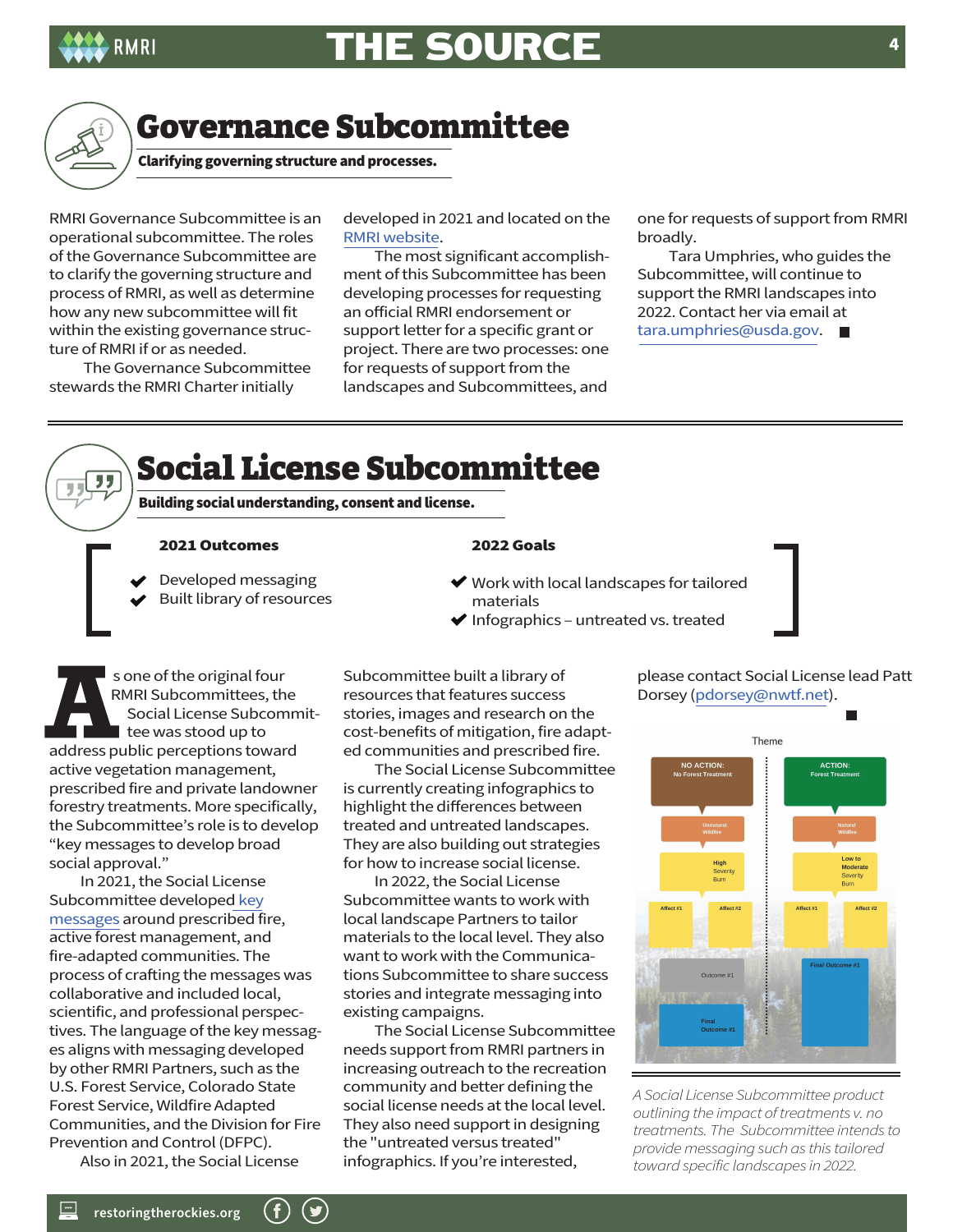# Governance Subcommittee

**Clarifying governing structure and processes.**

RMRI Governance Subcommittee is an operational subcommittee. The roles of the Governance Subcommittee are to clarify the governing structure and process of RMRI, as well as determine how any new subcommittee will fit within the existing governance structure of RMRI if or as needed.

The Governance Subcommittee stewards the RMRI Charter initially developed in 2021 and located on the RMRI website.

The most significant accomplishment of this Subcommittee has been developing processes for requesting an official RMRI endorsement or support letter for a specific grant or project. There are two processes: one for requests of support from the landscapes and Subcommittees, and one for requests of support from RMRI broadly.

Tara Umphries, who guides the Subcommittee, will continue to support the RMRI landscapes into 2022. Contact her via email at tara.umphries@usda.gov.

# Social License Subcommittee

**Building social understanding, consent and license.**

**2021 Outcomes**

- ✔ Developed messaging
- ✔ Built library of resources

**2022 Goals**

- ✔ Work with local landscapes for tailored materials
- ✔ Infographics – untreated vs. treated

As one of the original four RMRI Subcommittees, the Social License Subcommittee was stood up to address public perceptions toward active vegetation management, prescribed fire and private landowner forestry treatments. More specifically, the Subcommittee's role is to develop "key messages to develop broad social approval."

In 2021, the Social License Subcommittee developed key messages around prescribed fire, active forest management, and fire-adapted communities. The process of crafting the messages was collaborative and included local, scientific, and professional perspectives. The language of the key messages aligns with messaging developed by other RMRI Partners, such as the U.S. Forest Service, Colorado State Forest Service, Wildfire Adapted Communities, and the Division for Fire Prevention and Control (DFPC).

Also in 2021, the Social License Subcommittee built a library of resources that features success stories, images and research on the cost-benefits of mitigation, fire adapted communities and prescribed fire.

The Social License Subcommittee is currently creating infographics to highlight the differences between treated and untreated landscapes. They are also building out strategies for how to increase social license.

In 2022, the Social License Subcommittee wants to work with local landscape Partners to tailor materials to the local level. They also want to work with the Communications Subcommittee to share success stories and integrate messaging into existing campaigns.

The Social License Subcommittee needs support from RMRI partners in increasing outreach to the recreation community and better defining the social license needs at the local level. They also need support in designing the "untreated versus treated" infographics. If you're interested, please contact Social License lead Patt Dorsey (pdorsey@nwtf.net).

*A Social License Subcommittee product outlining the impact of treatments v. no treatments. The Subcommittee intends to provide messaging such as this tailored toward specific landscapes in 2022.*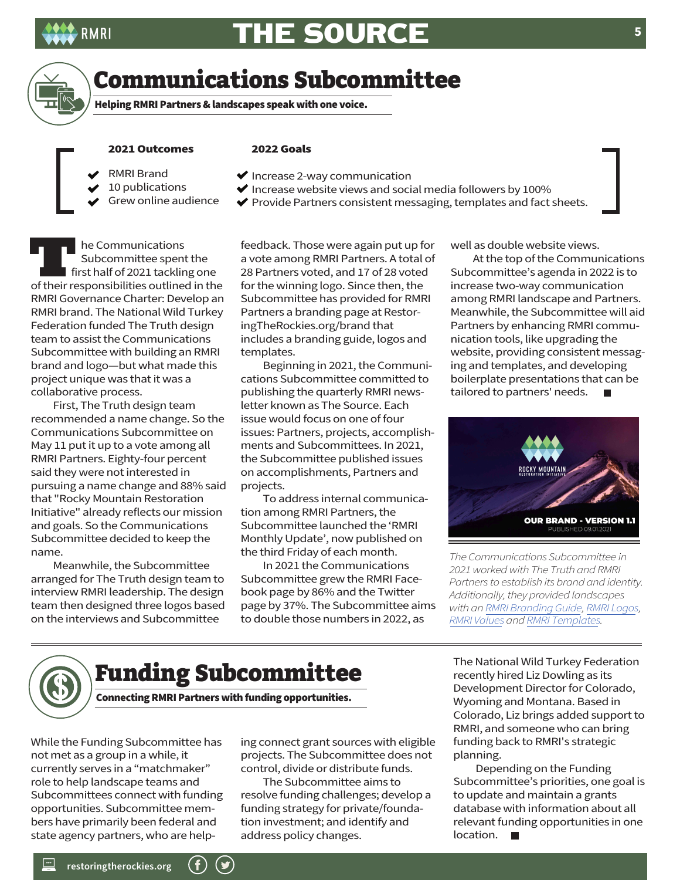## Communications Subcommittee

**Helping RMRI Partners & landscapes speak with one voice.**

**2021 Outcomes**

- RMRI Brand
- 10 publications
- Grew online audience

**2022 Goals**

- Increase 2-way communication
- Increase website views and social media followers by 100%
- Provide Partners consistent messaging, templates and fact sheets.

The Communications Subcommittee spent the first half of 2021 tackling one of their responsibilities outlined in the RMRI Governance Charter: Develop an RMRI brand. The National Wild Turkey Federation funded The Truth design team to assist the Communications Subcommittee with building an RMRI brand and logo—but what made this project unique was that it was a collaborative process.

First, The Truth design team recommended a name change. So the Communications Subcommittee on May 11 put it up to a vote among all RMRI Partners. Eighty-four percent said they were not interested in pursuing a name change and 88% said that "Rocky Mountain Restoration Initiative" already reflects our mission and goals. So the Communications Subcommittee decided to keep the name.

Meanwhile, the Subcommittee arranged for The Truth design team to interview RMRI leadership. The design team then designed three logos based on the interviews and Subcommittee feedback. Those were again put up for a vote among RMRI Partners. A total of 28 Partners voted, and 17 of 28 voted for the winning logo. Since then, the Subcommittee has provided for RMRI Partners a branding page at RestoringTheRockies.org/brand that includes a branding guide, logos and templates.

Beginning in 2021, the Communications Subcommittee committed to publishing the quarterly RMRI newsletter known as The Source. Each issue would focus on one of four issues: Partners, projects, accomplishments and Subcommittees. In 2021, the Subcommittee published issues on accomplishments, Partners and projects.

To address internal communication among RMRI Partners, the Subcommittee launched the 'RMRI Monthly Update', now published on the third Friday of each month.

In 2021 the Communications Subcommittee grew the RMRI Facebook page by 86% and the Twitter page by 37%. The Subcommittee aims to double those numbers in 2022, as well as double website views.

At the top of the Communications Subcommittee's agenda in 2022 is to increase two-way communication among RMRI landscape and Partners. Meanwhile, the Subcommittee will aid Partners by enhancing RMRI communication tools, like upgrading the website, providing consistent messaging and templates, and developing boilerplate presentations that can be tailored to partners' needs. ■

ROCKY MOUNTAIN RESTORATION INITIATIVE

OUR BRAND - VERSION 1.1

PUBLISHED 09.01.2021

*The Communications Subcommittee in 2021 worked with The Truth and RMRI Partners to establish its brand and identity. Additionally, they provided landscapes with an RMRI Branding Guide, RMRI Logos, RMRI Values and RMRI Templates.*

## Funding Subcommittee

**Connecting RMRI Partners with funding opportunities.**

While the Funding Subcommittee has not met as a group in a while, it currently serves in a "matchmaker" role to help landscape teams and Subcommittees connect with funding opportunities. Subcommittee members have primarily been federal and state agency partners, who are helping connect grant sources with eligible projects. The Subcommittee does not control, divide or distribute funds.

The Subcommittee aims to resolve funding challenges; develop a funding strategy for private/foundation investment; and identify and address policy changes.

The National Wild Turkey Federation recently hired Liz Dowling as its Development Director for Colorado, Wyoming and Montana. Based in Colorado, Liz brings added support to RMRI, and someone who can bring funding back to RMRI's strategic planning.

Depending on the Funding Subcommittee's priorities, one goal is to update and maintain a grants database with information about all relevant funding opportunities in one location. ■